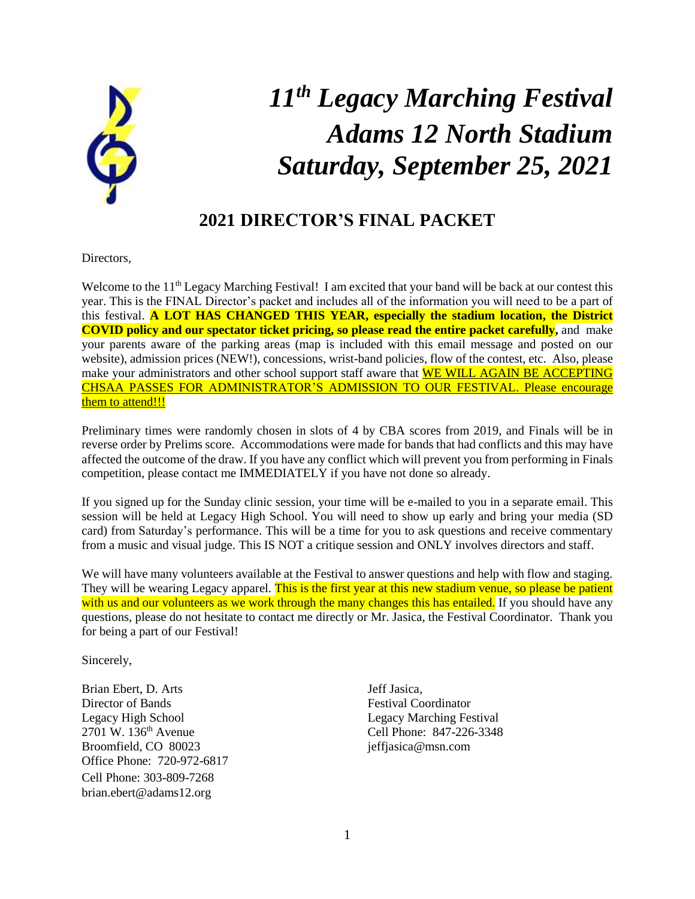# *11th Legacy Marching Festival*
# *Adams 12 North Stadium*
# *Saturday, September 25, 2021*

## 2021 DIRECTOR'S FINAL PACKET

Directors,

Welcome to the 11th Legacy Marching Festival! I am excited that your band will be back at our contest this year. This is the FINAL Director's packet and includes all of the information you will need to be a part of this festival. **A LOT HAS CHANGED THIS YEAR, especially the stadium location, the District COVID policy and our spectator ticket pricing, so please read the entire packet carefully,** and make your parents aware of the parking areas (map is included with this email message and posted on our website), admission prices (NEW!), concessions, wrist-band policies, flow of the contest, etc. Also, please make your administrators and other school support staff aware that WE WILL AGAIN BE ACCEPTING CHSAA PASSES FOR ADMINISTRATOR'S ADMISSION TO OUR FESTIVAL. Please encourage them to attend!!!

Preliminary times were randomly chosen in slots of 4 by CBA scores from 2019, and Finals will be in reverse order by Prelims score. Accommodations were made for bands that had conflicts and this may have affected the outcome of the draw. If you have any conflict which will prevent you from performing in Finals competition, please contact me IMMEDIATELY if you have not done so already.

If you signed up for the Sunday clinic session, your time will be e-mailed to you in a separate email. This session will be held at Legacy High School. You will need to show up early and bring your media (SD card) from Saturday's performance. This will be a time for you to ask questions and receive commentary from a music and visual judge. This IS NOT a critique session and ONLY involves directors and staff.

We will have many volunteers available at the Festival to answer questions and help with flow and staging. They will be wearing Legacy apparel. This is the first year at this new stadium venue, so please be patient with us and our volunteers as we work through the many changes this has entailed. If you should have any questions, please do not hesitate to contact me directly or Mr. Jasica, the Festival Coordinator. Thank you for being a part of our Festival!

Sincerely,

Brian Ebert, D. Arts
Director of Bands
Legacy High School
2701 W. 136th Avenue
Broomfield, CO 80023
Office Phone: 720-972-6817
Cell Phone: 303-809-7268
brian.ebert@adams12.org

Jeff Jasica,
Festival Coordinator
Legacy Marching Festival
Cell Phone: 847-226-3348
jeffjasica@msn.com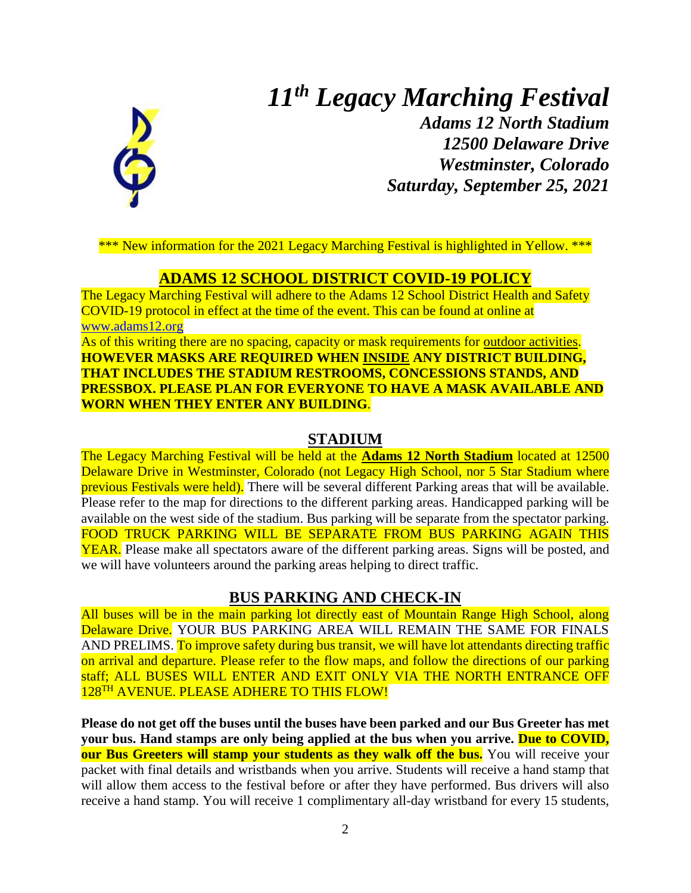# *11th Legacy Marching Festival*

***Adams 12 North Stadium***
***12500 Delaware Drive***
***Westminster, Colorado***
***Saturday, September 25, 2021***

\*\*\* New information for the 2021 Legacy Marching Festival is highlighted in Yellow. \*\*\*

## ADAMS 12 SCHOOL DISTRICT COVID-19 POLICY

The Legacy Marching Festival will adhere to the Adams 12 School District Health and Safety COVID-19 protocol in effect at the time of the event. This can be found at online at www.adams12.org

As of this writing there are no spacing, capacity or mask requirements for outdoor activities. **HOWEVER MASKS ARE REQUIRED WHEN INSIDE ANY DISTRICT BUILDING, THAT INCLUDES THE STADIUM RESTROOMS, CONCESSIONS STANDS, AND PRESSBOX. PLEASE PLAN FOR EVERYONE TO HAVE A MASK AVAILABLE AND WORN WHEN THEY ENTER ANY BUILDING**.

## STADIUM

The Legacy Marching Festival will be held at the **Adams 12 North Stadium** located at 12500 Delaware Drive in Westminster, Colorado (not Legacy High School, nor 5 Star Stadium where previous Festivals were held). There will be several different Parking areas that will be available. Please refer to the map for directions to the different parking areas. Handicapped parking will be available on the west side of the stadium. Bus parking will be separate from the spectator parking. FOOD TRUCK PARKING WILL BE SEPARATE FROM BUS PARKING AGAIN THIS YEAR. Please make all spectators aware of the different parking areas. Signs will be posted, and we will have volunteers around the parking areas helping to direct traffic.

## BUS PARKING AND CHECK-IN

All buses will be in the main parking lot directly east of Mountain Range High School, along Delaware Drive. YOUR BUS PARKING AREA WILL REMAIN THE SAME FOR FINALS AND PRELIMS. To improve safety during bus transit, we will have lot attendants directing traffic on arrival and departure. Please refer to the flow maps, and follow the directions of our parking staff; ALL BUSES WILL ENTER AND EXIT ONLY VIA THE NORTH ENTRANCE OFF 128TH AVENUE. PLEASE ADHERE TO THIS FLOW!

**Please do not get off the buses until the buses have been parked and our Bus Greeter has met your bus. Hand stamps are only being applied at the bus when you arrive. Due to COVID, our Bus Greeters will stamp your students as they walk off the bus.** You will receive your packet with final details and wristbands when you arrive. Students will receive a hand stamp that will allow them access to the festival before or after they have performed. Bus drivers will also receive a hand stamp. You will receive 1 complimentary all-day wristband for every 15 students,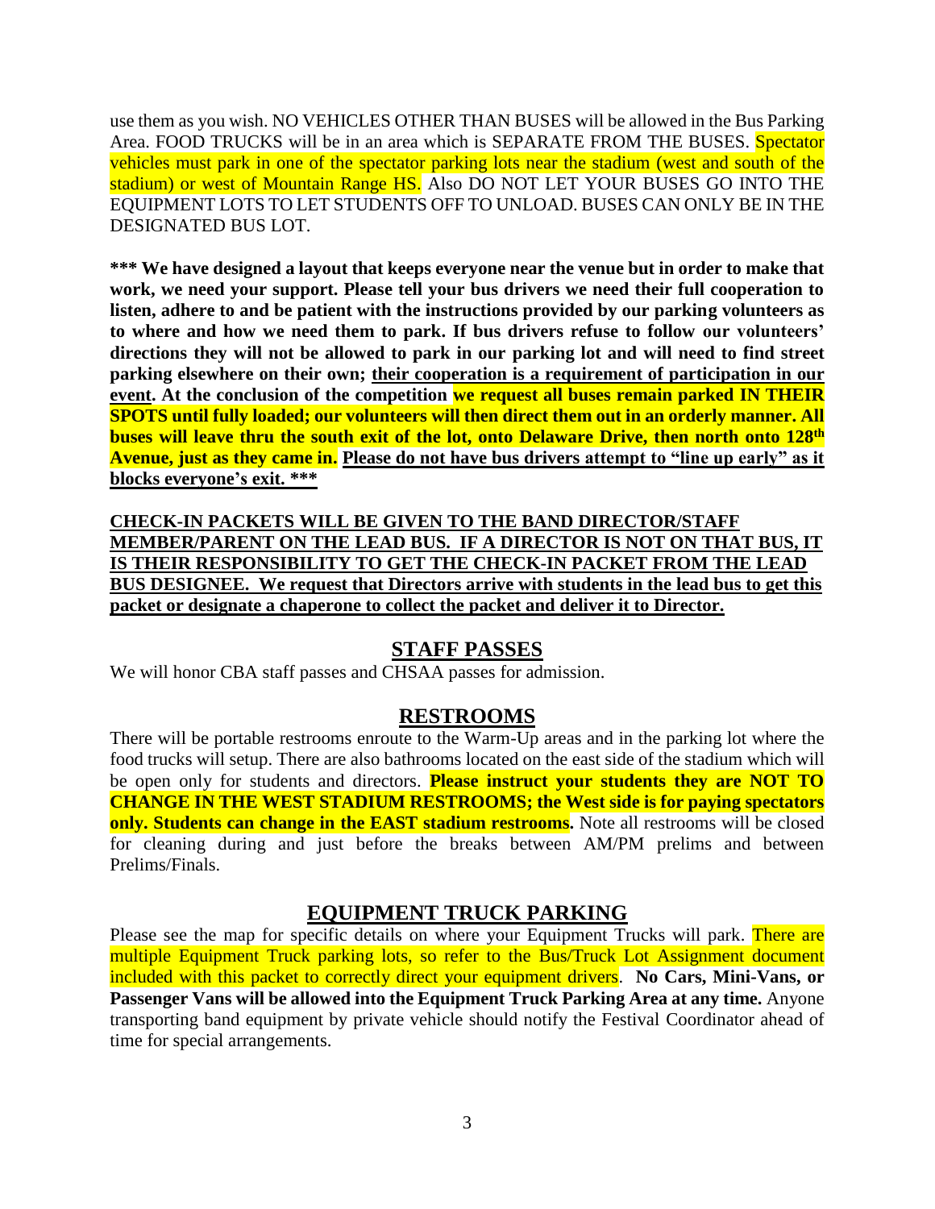use them as you wish. NO VEHICLES OTHER THAN BUSES will be allowed in the Bus Parking Area. FOOD TRUCKS will be in an area which is SEPARATE FROM THE BUSES. Spectator vehicles must park in one of the spectator parking lots near the stadium (west and south of the stadium) or west of Mountain Range HS. Also DO NOT LET YOUR BUSES GO INTO THE EQUIPMENT LOTS TO LET STUDENTS OFF TO UNLOAD. BUSES CAN ONLY BE IN THE DESIGNATED BUS LOT.

**\*\*\* We have designed a layout that keeps everyone near the venue but in order to make that work, we need your support. Please tell your bus drivers we need their full cooperation to listen, adhere to and be patient with the instructions provided by our parking volunteers as to where and how we need them to park. If bus drivers refuse to follow our volunteers' directions they will not be allowed to park in our parking lot and will need to find street parking elsewhere on their own; <u>their cooperation is a requirement of participation in our event</u>. At the conclusion of the competition we request all buses remain parked IN THEIR SPOTS until fully loaded; our volunteers will then direct them out in an orderly manner. All buses will leave thru the south exit of the lot, onto Delaware Drive, then north onto 128th Avenue, just as they came in. <u>Please do not have bus drivers attempt to "line up early" as it blocks everyone's exit.</u> \*\*\***

**<u>CHECK-IN PACKETS WILL BE GIVEN TO THE BAND DIRECTOR/STAFF MEMBER/PARENT ON THE LEAD BUS. IF A DIRECTOR IS NOT ON THAT BUS, IT IS THEIR RESPONSIBILITY TO GET THE CHECK-IN PACKET FROM THE LEAD BUS DESIGNEE. We request that Directors arrive with students in the lead bus to get this packet or designate a chaperone to collect the packet and deliver it to Director.</u>**

## STAFF PASSES

We will honor CBA staff passes and CHSAA passes for admission.

## RESTROOMS

There will be portable restrooms enroute to the Warm-Up areas and in the parking lot where the food trucks will setup. There are also bathrooms located on the east side of the stadium which will be open only for students and directors. **Please instruct your students they are NOT TO CHANGE IN THE WEST STADIUM RESTROOMS; the West side is for paying spectators only. Students can change in the EAST stadium restrooms.** Note all restrooms will be closed for cleaning during and just before the breaks between AM/PM prelims and between Prelims/Finals.

## EQUIPMENT TRUCK PARKING

Please see the map for specific details on where your Equipment Trucks will park. There are multiple Equipment Truck parking lots, so refer to the Bus/Truck Lot Assignment document included with this packet to correctly direct your equipment drivers. **No Cars, Mini-Vans, or Passenger Vans will be allowed into the Equipment Truck Parking Area at any time.** Anyone transporting band equipment by private vehicle should notify the Festival Coordinator ahead of time for special arrangements.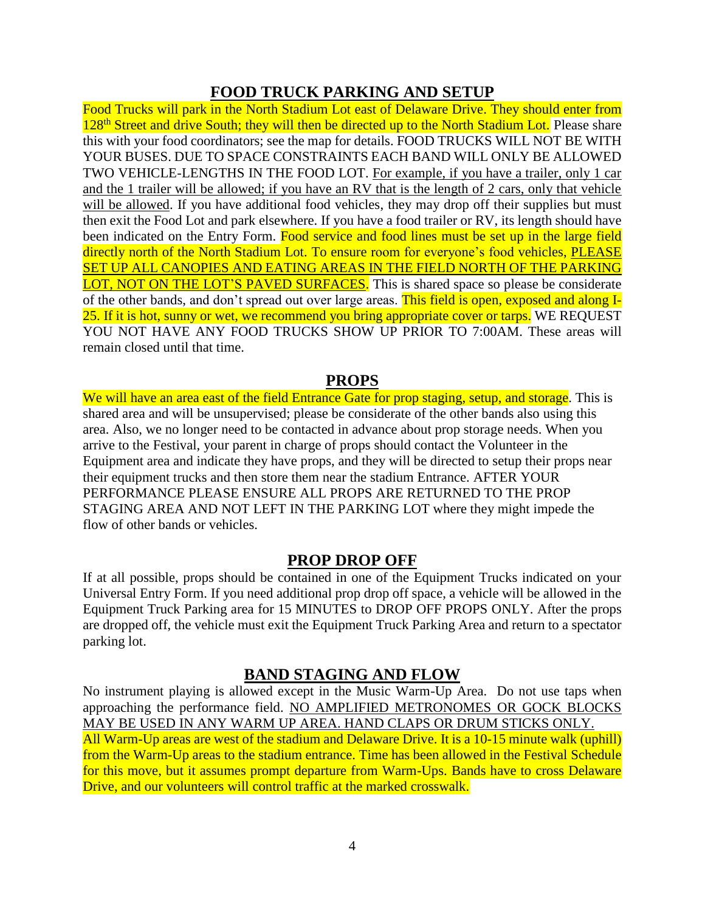## FOOD TRUCK PARKING AND SETUP

Food Trucks will park in the North Stadium Lot east of Delaware Drive. They should enter from 128th Street and drive South; they will then be directed up to the North Stadium Lot. Please share this with your food coordinators; see the map for details. FOOD TRUCKS WILL NOT BE WITH YOUR BUSES. DUE TO SPACE CONSTRAINTS EACH BAND WILL ONLY BE ALLOWED TWO VEHICLE-LENGTHS IN THE FOOD LOT. For example, if you have a trailer, only 1 car and the 1 trailer will be allowed; if you have an RV that is the length of 2 cars, only that vehicle will be allowed. If you have additional food vehicles, they may drop off their supplies but must then exit the Food Lot and park elsewhere. If you have a food trailer or RV, its length should have been indicated on the Entry Form. Food service and food lines must be set up in the large field directly north of the North Stadium Lot. To ensure room for everyone's food vehicles, PLEASE SET UP ALL CANOPIES AND EATING AREAS IN THE FIELD NORTH OF THE PARKING LOT, NOT ON THE LOT'S PAVED SURFACES. This is shared space so please be considerate of the other bands, and don't spread out over large areas. This field is open, exposed and along I-25. If it is hot, sunny or wet, we recommend you bring appropriate cover or tarps. WE REQUEST YOU NOT HAVE ANY FOOD TRUCKS SHOW UP PRIOR TO 7:00AM. These areas will remain closed until that time.

## PROPS

We will have an area east of the field Entrance Gate for prop staging, setup, and storage. This is shared area and will be unsupervised; please be considerate of the other bands also using this area. Also, we no longer need to be contacted in advance about prop storage needs. When you arrive to the Festival, your parent in charge of props should contact the Volunteer in the Equipment area and indicate they have props, and they will be directed to setup their props near their equipment trucks and then store them near the stadium Entrance. AFTER YOUR PERFORMANCE PLEASE ENSURE ALL PROPS ARE RETURNED TO THE PROP STAGING AREA AND NOT LEFT IN THE PARKING LOT where they might impede the flow of other bands or vehicles.

## PROP DROP OFF

If at all possible, props should be contained in one of the Equipment Trucks indicated on your Universal Entry Form. If you need additional prop drop off space, a vehicle will be allowed in the Equipment Truck Parking area for 15 MINUTES to DROP OFF PROPS ONLY. After the props are dropped off, the vehicle must exit the Equipment Truck Parking Area and return to a spectator parking lot.

## BAND STAGING AND FLOW

No instrument playing is allowed except in the Music Warm-Up Area. Do not use taps when approaching the performance field. NO AMPLIFIED METRONOMES OR GOCK BLOCKS MAY BE USED IN ANY WARM UP AREA. HAND CLAPS OR DRUM STICKS ONLY. All Warm-Up areas are west of the stadium and Delaware Drive. It is a 10-15 minute walk (uphill) from the Warm-Up areas to the stadium entrance. Time has been allowed in the Festival Schedule for this move, but it assumes prompt departure from Warm-Ups. Bands have to cross Delaware Drive, and our volunteers will control traffic at the marked crosswalk.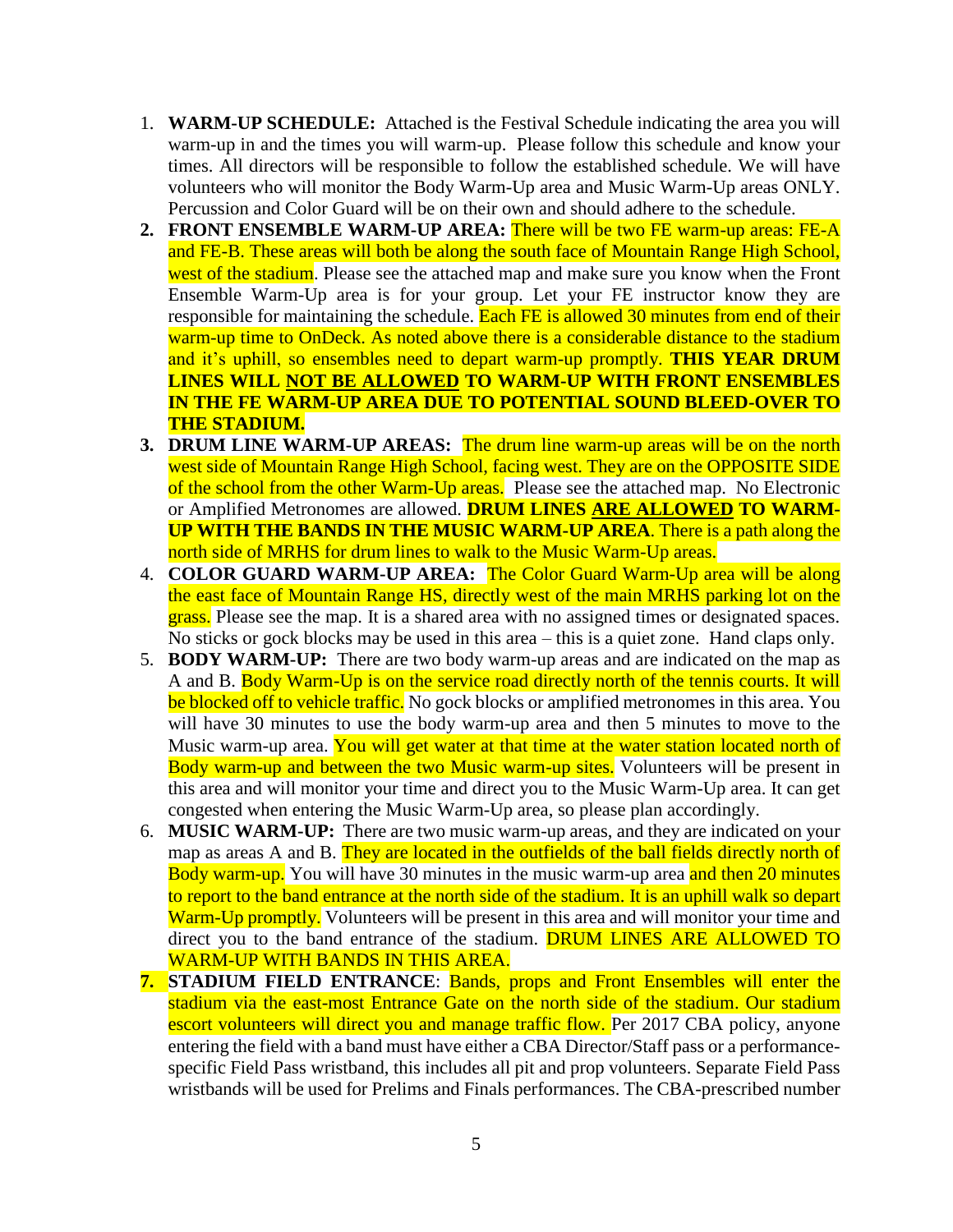1. **WARM-UP SCHEDULE:** Attached is the Festival Schedule indicating the area you will warm-up in and the times you will warm-up. Please follow this schedule and know your times. All directors will be responsible to follow the established schedule. We will have volunteers who will monitor the Body Warm-Up area and Music Warm-Up areas ONLY. Percussion and Color Guard will be on their own and should adhere to the schedule.
2. **FRONT ENSEMBLE WARM-UP AREA:** There will be two FE warm-up areas: FE-A and FE-B. These areas will both be along the south face of Mountain Range High School, west of the stadium. Please see the attached map and make sure you know when the Front Ensemble Warm-Up area is for your group. Let your FE instructor know they are responsible for maintaining the schedule. Each FE is allowed 30 minutes from end of their warm-up time to OnDeck. As noted above there is a considerable distance to the stadium and it's uphill, so ensembles need to depart warm-up promptly. **THIS YEAR DRUM LINES WILL <u>NOT BE ALLOWED</u> TO WARM-UP WITH FRONT ENSEMBLES IN THE FE WARM-UP AREA DUE TO POTENTIAL SOUND BLEED-OVER TO THE STADIUM.**
3. **DRUM LINE WARM-UP AREAS:** The drum line warm-up areas will be on the north west side of Mountain Range High School, facing west. They are on the OPPOSITE SIDE of the school from the other Warm-Up areas. Please see the attached map. No Electronic or Amplified Metronomes are allowed. **DRUM LINES <u>ARE ALLOWED</u> TO WARM-UP WITH THE BANDS IN THE MUSIC WARM-UP AREA**. There is a path along the north side of MRHS for drum lines to walk to the Music Warm-Up areas.
4. **COLOR GUARD WARM-UP AREA:** The Color Guard Warm-Up area will be along the east face of Mountain Range HS, directly west of the main MRHS parking lot on the grass. Please see the map. It is a shared area with no assigned times or designated spaces. No sticks or gock blocks may be used in this area – this is a quiet zone. Hand claps only.
5. **BODY WARM-UP:** There are two body warm-up areas and are indicated on the map as A and B. Body Warm-Up is on the service road directly north of the tennis courts. It will be blocked off to vehicle traffic. No gock blocks or amplified metronomes in this area. You will have 30 minutes to use the body warm-up area and then 5 minutes to move to the Music warm-up area. You will get water at that time at the water station located north of Body warm-up and between the two Music warm-up sites. Volunteers will be present in this area and will monitor your time and direct you to the Music Warm-Up area. It can get congested when entering the Music Warm-Up area, so please plan accordingly.
6. **MUSIC WARM-UP:** There are two music warm-up areas, and they are indicated on your map as areas A and B. They are located in the outfields of the ball fields directly north of Body warm-up. You will have 30 minutes in the music warm-up area and then 20 minutes to report to the band entrance at the north side of the stadium. It is an uphill walk so depart Warm-Up promptly. Volunteers will be present in this area and will monitor your time and direct you to the band entrance of the stadium. DRUM LINES ARE ALLOWED TO WARM-UP WITH BANDS IN THIS AREA.
7. **STADIUM FIELD ENTRANCE**: Bands, props and Front Ensembles will enter the stadium via the east-most Entrance Gate on the north side of the stadium. Our stadium escort volunteers will direct you and manage traffic flow. Per 2017 CBA policy, anyone entering the field with a band must have either a CBA Director/Staff pass or a performance-specific Field Pass wristband, this includes all pit and prop volunteers. Separate Field Pass wristbands will be used for Prelims and Finals performances. The CBA-prescribed number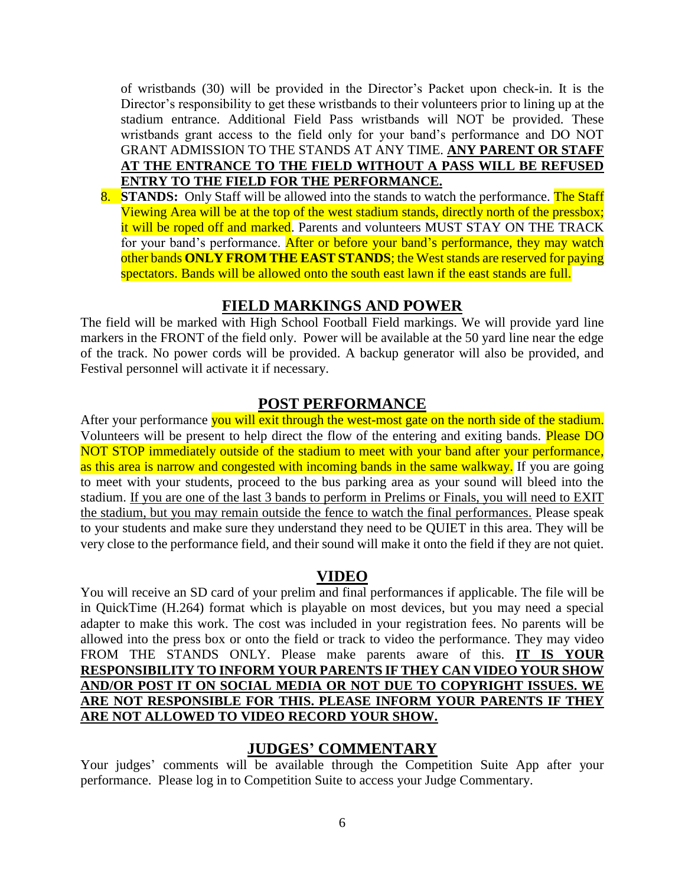of wristbands (30) will be provided in the Director's Packet upon check-in. It is the Director's responsibility to get these wristbands to their volunteers prior to lining up at the stadium entrance. Additional Field Pass wristbands will NOT be provided. These wristbands grant access to the field only for your band's performance and DO NOT GRANT ADMISSION TO THE STANDS AT ANY TIME. **ANY PARENT OR STAFF AT THE ENTRANCE TO THE FIELD WITHOUT A PASS WILL BE REFUSED ENTRY TO THE FIELD FOR THE PERFORMANCE.**

8. **STANDS:** Only Staff will be allowed into the stands to watch the performance. The Staff Viewing Area will be at the top of the west stadium stands, directly north of the pressbox; it will be roped off and marked. Parents and volunteers MUST STAY ON THE TRACK for your band's performance. After or before your band's performance, they may watch other bands **ONLY FROM THE EAST STANDS**; the West stands are reserved for paying spectators. Bands will be allowed onto the south east lawn if the east stands are full.

## FIELD MARKINGS AND POWER

The field will be marked with High School Football Field markings. We will provide yard line markers in the FRONT of the field only. Power will be available at the 50 yard line near the edge of the track. No power cords will be provided. A backup generator will also be provided, and Festival personnel will activate it if necessary.

## POST PERFORMANCE

After your performance you will exit through the west-most gate on the north side of the stadium. Volunteers will be present to help direct the flow of the entering and exiting bands. Please DO NOT STOP immediately outside of the stadium to meet with your band after your performance, as this area is narrow and congested with incoming bands in the same walkway. If you are going to meet with your students, proceed to the bus parking area as your sound will bleed into the stadium. If you are one of the last 3 bands to perform in Prelims or Finals, you will need to EXIT the stadium, but you may remain outside the fence to watch the final performances. Please speak to your students and make sure they understand they need to be QUIET in this area. They will be very close to the performance field, and their sound will make it onto the field if they are not quiet.

## VIDEO

You will receive an SD card of your prelim and final performances if applicable. The file will be in QuickTime (H.264) format which is playable on most devices, but you may need a special adapter to make this work. The cost was included in your registration fees. No parents will be allowed into the press box or onto the field or track to video the performance. They may video FROM THE STANDS ONLY. Please make parents aware of this. **IT IS YOUR RESPONSIBILITY TO INFORM YOUR PARENTS IF THEY CAN VIDEO YOUR SHOW AND/OR POST IT ON SOCIAL MEDIA OR NOT DUE TO COPYRIGHT ISSUES. WE ARE NOT RESPONSIBLE FOR THIS. PLEASE INFORM YOUR PARENTS IF THEY ARE NOT ALLOWED TO VIDEO RECORD YOUR SHOW.**

## JUDGES' COMMENTARY

Your judges' comments will be available through the Competition Suite App after your performance. Please log in to Competition Suite to access your Judge Commentary.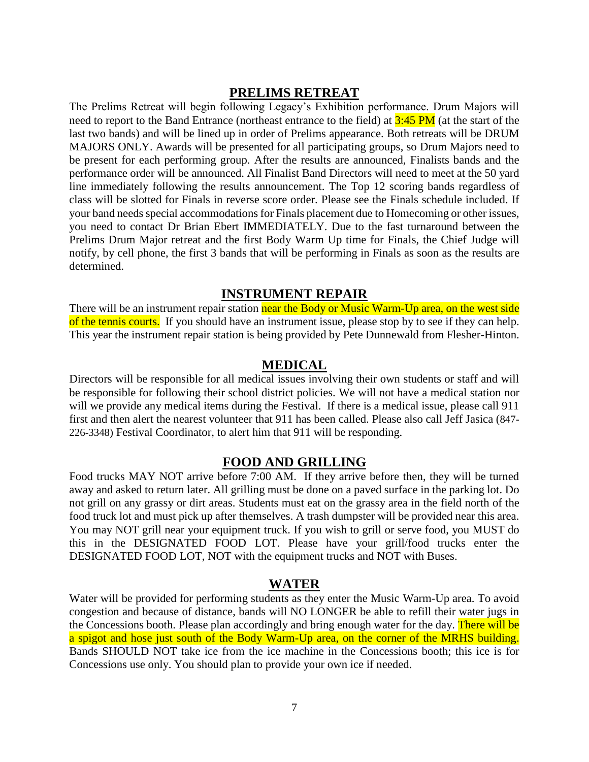## PRELIMS RETREAT

The Prelims Retreat will begin following Legacy's Exhibition performance. Drum Majors will need to report to the Band Entrance (northeast entrance to the field) at 3:45 PM (at the start of the last two bands) and will be lined up in order of Prelims appearance. Both retreats will be DRUM MAJORS ONLY. Awards will be presented for all participating groups, so Drum Majors need to be present for each performing group. After the results are announced, Finalists bands and the performance order will be announced. All Finalist Band Directors will need to meet at the 50 yard line immediately following the results announcement. The Top 12 scoring bands regardless of class will be slotted for Finals in reverse score order. Please see the Finals schedule included. If your band needs special accommodations for Finals placement due to Homecoming or other issues, you need to contact Dr Brian Ebert IMMEDIATELY. Due to the fast turnaround between the Prelims Drum Major retreat and the first Body Warm Up time for Finals, the Chief Judge will notify, by cell phone, the first 3 bands that will be performing in Finals as soon as the results are determined.

## INSTRUMENT REPAIR

There will be an instrument repair station near the Body or Music Warm-Up area, on the west side of the tennis courts. If you should have an instrument issue, please stop by to see if they can help. This year the instrument repair station is being provided by Pete Dunnewald from Flesher-Hinton.

## MEDICAL

Directors will be responsible for all medical issues involving their own students or staff and will be responsible for following their school district policies. We will not have a medical station nor will we provide any medical items during the Festival. If there is a medical issue, please call 911 first and then alert the nearest volunteer that 911 has been called. Please also call Jeff Jasica (847-226-3348) Festival Coordinator, to alert him that 911 will be responding.

## FOOD AND GRILLING

Food trucks MAY NOT arrive before 7:00 AM. If they arrive before then, they will be turned away and asked to return later. All grilling must be done on a paved surface in the parking lot. Do not grill on any grassy or dirt areas. Students must eat on the grassy area in the field north of the food truck lot and must pick up after themselves. A trash dumpster will be provided near this area. You may NOT grill near your equipment truck. If you wish to grill or serve food, you MUST do this in the DESIGNATED FOOD LOT. Please have your grill/food trucks enter the DESIGNATED FOOD LOT, NOT with the equipment trucks and NOT with Buses.

## WATER

Water will be provided for performing students as they enter the Music Warm-Up area. To avoid congestion and because of distance, bands will NO LONGER be able to refill their water jugs in the Concessions booth. Please plan accordingly and bring enough water for the day. There will be a spigot and hose just south of the Body Warm-Up area, on the corner of the MRHS building. Bands SHOULD NOT take ice from the ice machine in the Concessions booth; this ice is for Concessions use only. You should plan to provide your own ice if needed.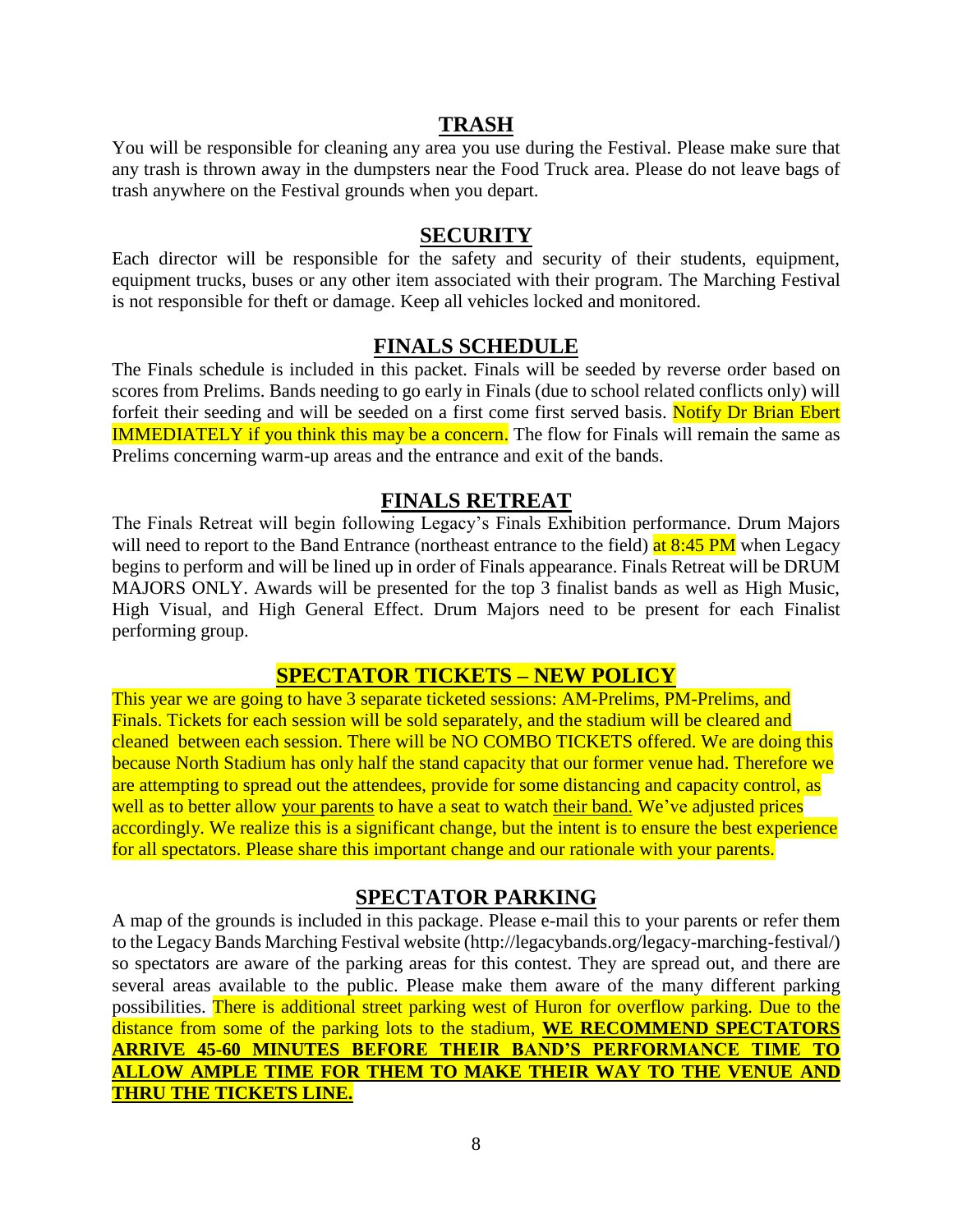## TRASH

You will be responsible for cleaning any area you use during the Festival. Please make sure that any trash is thrown away in the dumpsters near the Food Truck area. Please do not leave bags of trash anywhere on the Festival grounds when you depart.

## SECURITY

Each director will be responsible for the safety and security of their students, equipment, equipment trucks, buses or any other item associated with their program. The Marching Festival is not responsible for theft or damage. Keep all vehicles locked and monitored.

## FINALS SCHEDULE

The Finals schedule is included in this packet. Finals will be seeded by reverse order based on scores from Prelims. Bands needing to go early in Finals (due to school related conflicts only) will forfeit their seeding and will be seeded on a first come first served basis. Notify Dr Brian Ebert IMMEDIATELY if you think this may be a concern. The flow for Finals will remain the same as Prelims concerning warm-up areas and the entrance and exit of the bands.

## FINALS RETREAT

The Finals Retreat will begin following Legacy's Finals Exhibition performance. Drum Majors will need to report to the Band Entrance (northeast entrance to the field) at 8:45 PM when Legacy begins to perform and will be lined up in order of Finals appearance. Finals Retreat will be DRUM MAJORS ONLY. Awards will be presented for the top 3 finalist bands as well as High Music, High Visual, and High General Effect. Drum Majors need to be present for each Finalist performing group.

## SPECTATOR TICKETS – NEW POLICY

This year we are going to have 3 separate ticketed sessions: AM-Prelims, PM-Prelims, and Finals. Tickets for each session will be sold separately, and the stadium will be cleared and cleaned between each session. There will be NO COMBO TICKETS offered. We are doing this because North Stadium has only half the stand capacity that our former venue had. Therefore we are attempting to spread out the attendees, provide for some distancing and capacity control, as well as to better allow your parents to have a seat to watch their band. We've adjusted prices accordingly. We realize this is a significant change, but the intent is to ensure the best experience for all spectators. Please share this important change and our rationale with your parents.

## SPECTATOR PARKING

A map of the grounds is included in this package. Please e-mail this to your parents or refer them to the Legacy Bands Marching Festival website (http://legacybands.org/legacy-marching-festival/) so spectators are aware of the parking areas for this contest. They are spread out, and there are several areas available to the public. Please make them aware of the many different parking possibilities. There is additional street parking west of Huron for overflow parking. Due to the distance from some of the parking lots to the stadium, **WE RECOMMEND SPECTATORS ARRIVE 45-60 MINUTES BEFORE THEIR BAND'S PERFORMANCE TIME TO ALLOW AMPLE TIME FOR THEM TO MAKE THEIR WAY TO THE VENUE AND THRU THE TICKETS LINE.**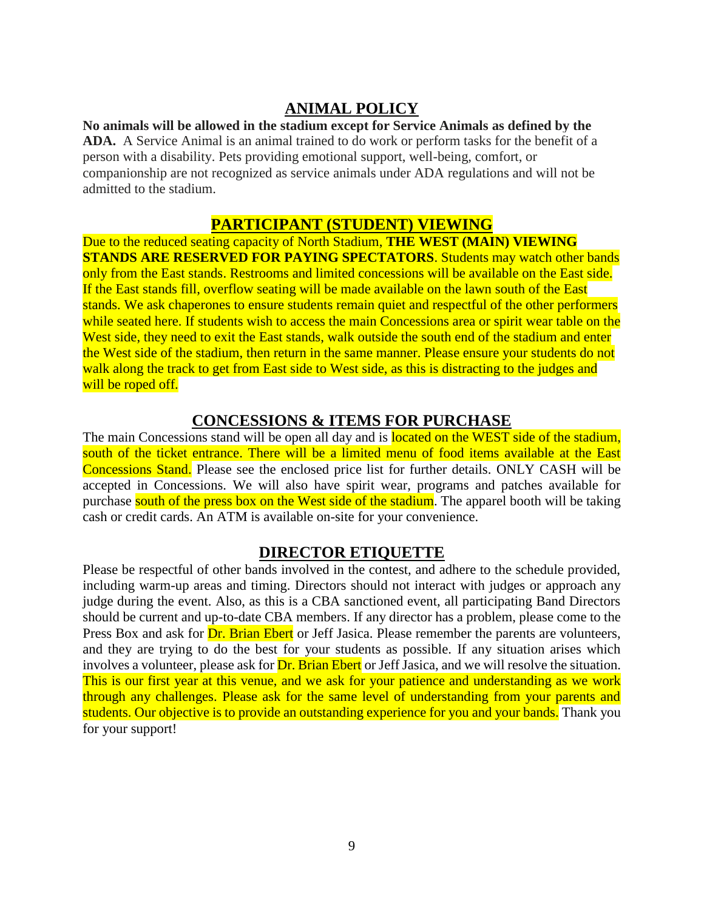## ANIMAL POLICY

**No animals will be allowed in the stadium except for Service Animals as defined by the ADA.** A Service Animal is an animal trained to do work or perform tasks for the benefit of a person with a disability. Pets providing emotional support, well-being, comfort, or companionship are not recognized as service animals under ADA regulations and will not be admitted to the stadium.

## PARTICIPANT (STUDENT) VIEWING

Due to the reduced seating capacity of North Stadium, **THE WEST (MAIN) VIEWING STANDS ARE RESERVED FOR PAYING SPECTATORS**. Students may watch other bands only from the East stands. Restrooms and limited concessions will be available on the East side. If the East stands fill, overflow seating will be made available on the lawn south of the East stands. We ask chaperones to ensure students remain quiet and respectful of the other performers while seated here. If students wish to access the main Concessions area or spirit wear table on the West side, they need to exit the East stands, walk outside the south end of the stadium and enter the West side of the stadium, then return in the same manner. Please ensure your students do not walk along the track to get from East side to West side, as this is distracting to the judges and will be roped off.

## CONCESSIONS & ITEMS FOR PURCHASE

The main Concessions stand will be open all day and is located on the WEST side of the stadium, south of the ticket entrance. There will be a limited menu of food items available at the East Concessions Stand. Please see the enclosed price list for further details. ONLY CASH will be accepted in Concessions. We will also have spirit wear, programs and patches available for purchase south of the press box on the West side of the stadium. The apparel booth will be taking cash or credit cards. An ATM is available on-site for your convenience.

## DIRECTOR ETIQUETTE

Please be respectful of other bands involved in the contest, and adhere to the schedule provided, including warm-up areas and timing. Directors should not interact with judges or approach any judge during the event. Also, as this is a CBA sanctioned event, all participating Band Directors should be current and up-to-date CBA members. If any director has a problem, please come to the Press Box and ask for Dr. Brian Ebert or Jeff Jasica. Please remember the parents are volunteers, and they are trying to do the best for your students as possible. If any situation arises which involves a volunteer, please ask for Dr. Brian Ebert or Jeff Jasica, and we will resolve the situation. This is our first year at this venue, and we ask for your patience and understanding as we work through any challenges. Please ask for the same level of understanding from your parents and students. Our objective is to provide an outstanding experience for you and your bands. Thank you for your support!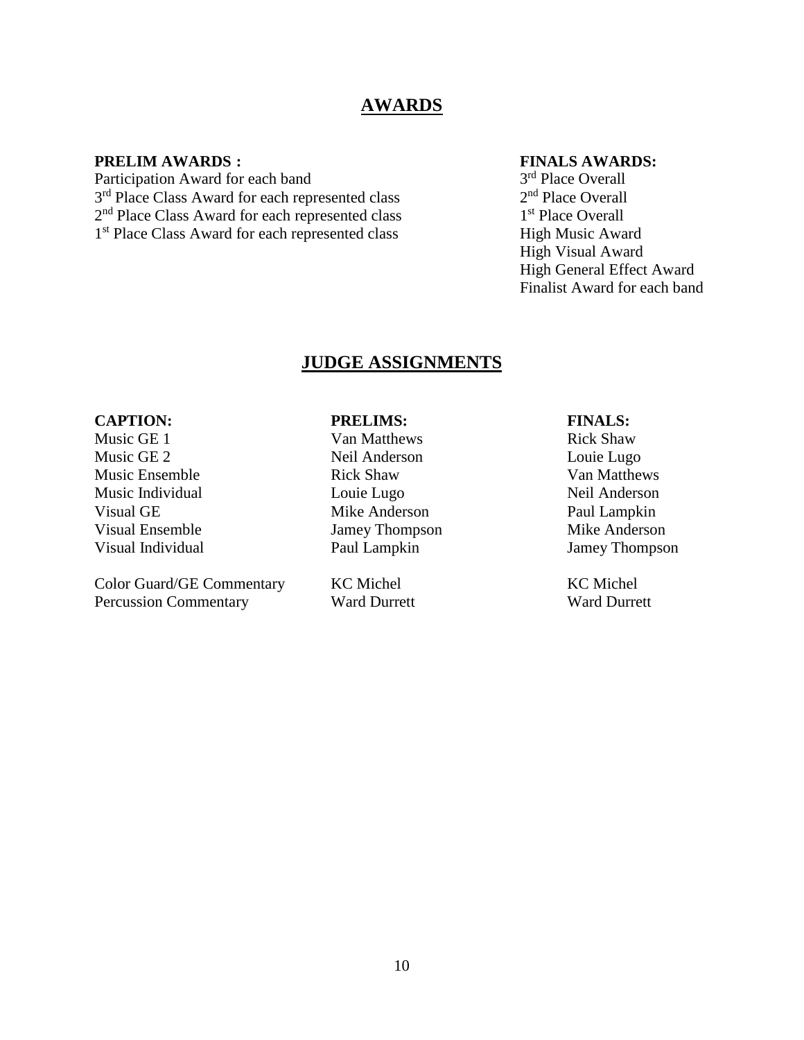## AWARDS

**PRELIM AWARDS :**

Participation Award for each band
3rd Place Class Award for each represented class
2nd Place Class Award for each represented class
1st Place Class Award for each represented class

**FINALS AWARDS:**

3rd Place Overall
2nd Place Overall
1st Place Overall
High Music Award
High Visual Award
High General Effect Award
Finalist Award for each band

## JUDGE ASSIGNMENTS

| CAPTION: | PRELIMS: | FINALS: |
|---|---|---|
| Music GE 1 | Van Matthews | Rick Shaw |
| Music GE 2 | Neil Anderson | Louie Lugo |
| Music Ensemble | Rick Shaw | Van Matthews |
| Music Individual | Louie Lugo | Neil Anderson |
| Visual GE | Mike Anderson | Paul Lampkin |
| Visual Ensemble | Jamey Thompson | Mike Anderson |
| Visual Individual | Paul Lampkin | Jamey Thompson |
| Color Guard/GE Commentary | KC Michel | KC Michel |
| Percussion Commentary | Ward Durrett | Ward Durrett |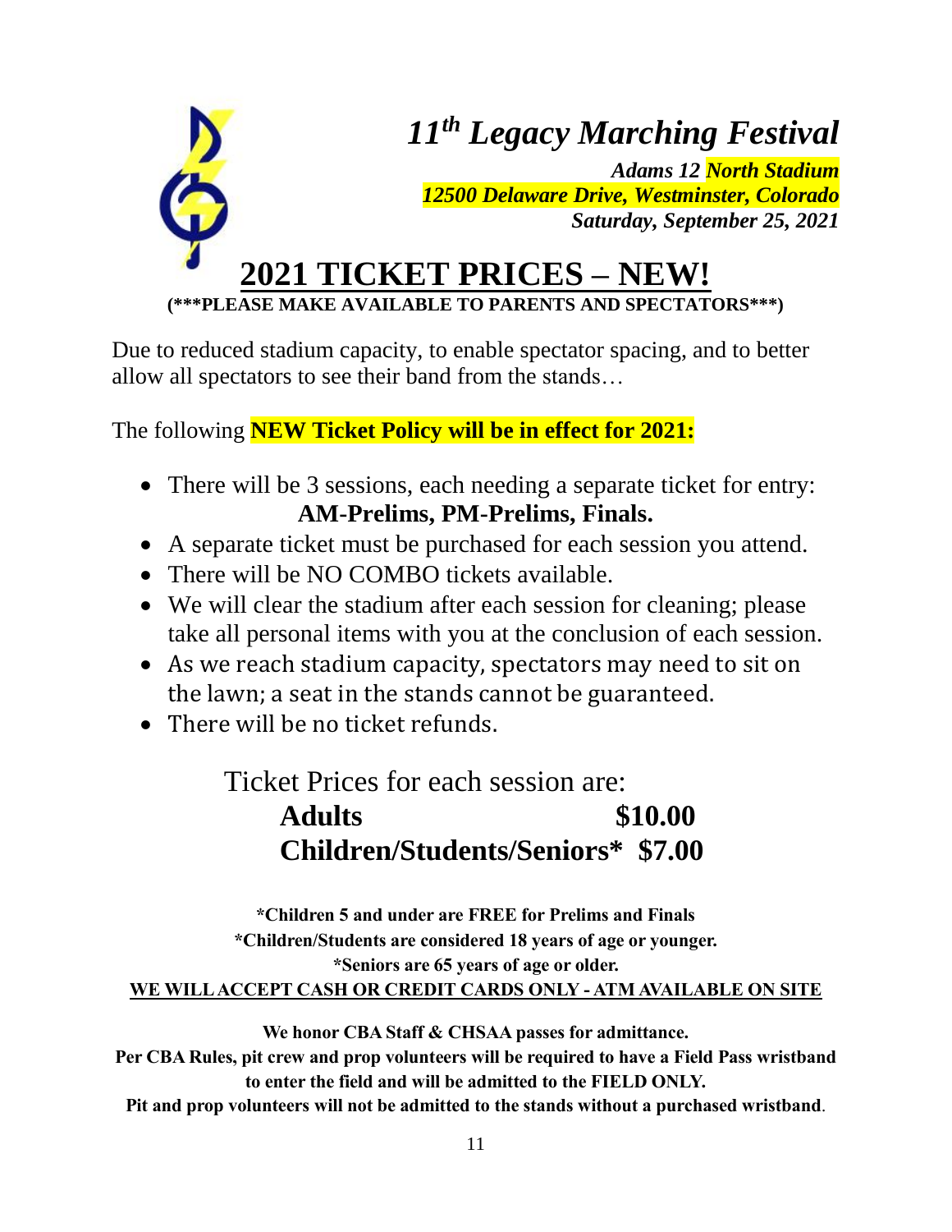# *11th Legacy Marching Festival*

***Adams 12 North Stadium***
***12500 Delaware Drive, Westminster, Colorado***
***Saturday, September 25, 2021***

## 2021 TICKET PRICES – NEW!

**(***PLEASE MAKE AVAILABLE TO PARENTS AND SPECTATORS***)**

Due to reduced stadium capacity, to enable spectator spacing, and to better allow all spectators to see their band from the stands…

The following **NEW Ticket Policy will be in effect for 2021:**

- There will be 3 sessions, each needing a separate ticket for entry: **AM-Prelims, PM-Prelims, Finals.**
- A separate ticket must be purchased for each session you attend.
- There will be NO COMBO tickets available.
- We will clear the stadium after each session for cleaning; please take all personal items with you at the conclusion of each session.
- As we reach stadium capacity, spectators may need to sit on the lawn; a seat in the stands cannot be guaranteed.
- There will be no ticket refunds.

Ticket Prices for each session are:

**Adults $10.00**

**Children/Students/Seniors* $7.00**

**\*Children 5 and under are FREE for Prelims and Finals**
**\*Children/Students are considered 18 years of age or younger.**
**\*Seniors are 65 years of age or older.**

**WE WILL ACCEPT CASH OR CREDIT CARDS ONLY - ATM AVAILABLE ON SITE**

**We honor CBA Staff & CHSAA passes for admittance.**
**Per CBA Rules, pit crew and prop volunteers will be required to have a Field Pass wristband to enter the field and will be admitted to the FIELD ONLY.**
**Pit and prop volunteers will not be admitted to the stands without a purchased wristband.**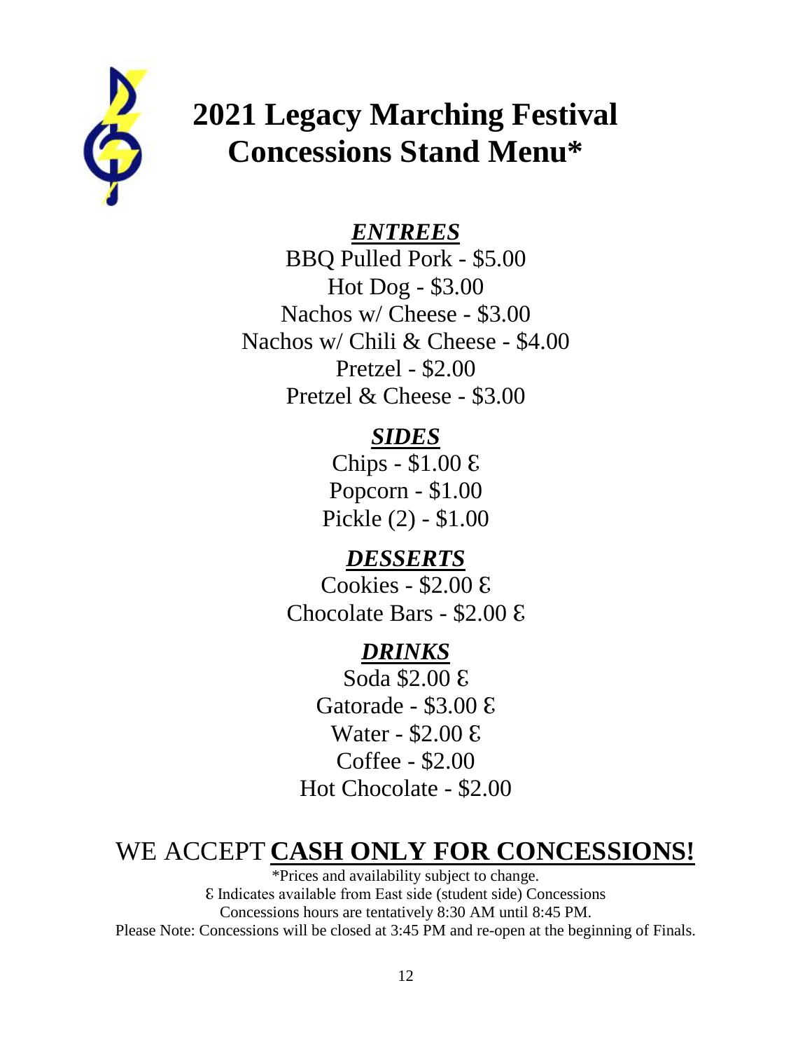# 2021 Legacy Marching Festival Concessions Stand Menu*

## *ENTREES*

BBQ Pulled Pork - $5.00
Hot Dog - $3.00
Nachos w/ Cheese - $3.00
Nachos w/ Chili & Cheese - $4.00
Pretzel - $2.00
Pretzel & Cheese - $3.00

## *SIDES*

Chips - $1.00 Ɛ
Popcorn - $1.00
Pickle (2) - $1.00

## *DESSERTS*

Cookies - $2.00 Ɛ
Chocolate Bars - $2.00 Ɛ

## *DRINKS*

Soda $2.00 Ɛ
Gatorade - $3.00 Ɛ
Water - $2.00 Ɛ
Coffee - $2.00
Hot Chocolate - $2.00

## WE ACCEPT **CASH ONLY FOR CONCESSIONS!**

*Prices and availability subject to change.
Ɛ Indicates available from East side (student side) Concessions
Concessions hours are tentatively 8:30 AM until 8:45 PM.
Please Note: Concessions will be closed at 3:45 PM and re-open at the beginning of Finals.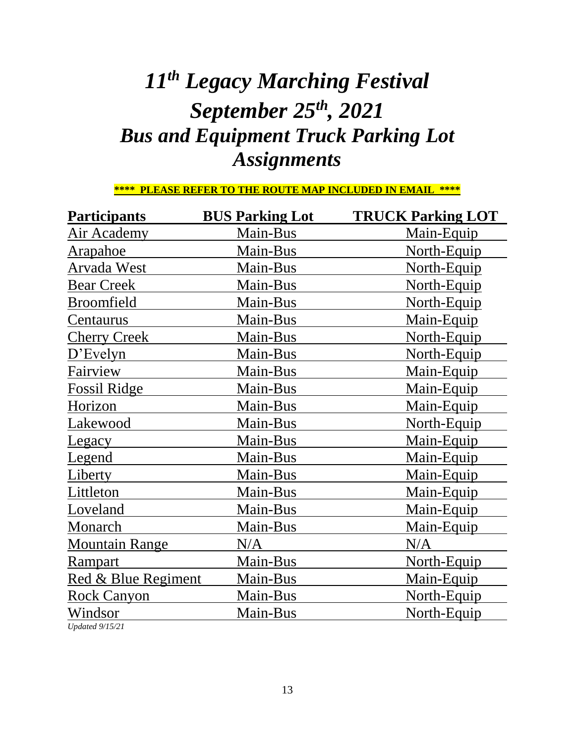# *11th Legacy Marching Festival*
# *September 25th, 2021*
# *Bus and Equipment Truck Parking Lot Assignments*

**\*\*\*\* PLEASE REFER TO THE ROUTE MAP INCLUDED IN EMAIL \*\*\*\***

| Participants | BUS Parking Lot | TRUCK Parking LOT |
|---|---|---|
| Air Academy | Main-Bus | Main-Equip |
| Arapahoe | Main-Bus | North-Equip |
| Arvada West | Main-Bus | North-Equip |
| Bear Creek | Main-Bus | North-Equip |
| Broomfield | Main-Bus | North-Equip |
| Centaurus | Main-Bus | Main-Equip |
| Cherry Creek | Main-Bus | North-Equip |
| D'Evelyn | Main-Bus | North-Equip |
| Fairview | Main-Bus | Main-Equip |
| Fossil Ridge | Main-Bus | Main-Equip |
| Horizon | Main-Bus | Main-Equip |
| Lakewood | Main-Bus | North-Equip |
| Legacy | Main-Bus | Main-Equip |
| Legend | Main-Bus | Main-Equip |
| Liberty | Main-Bus | Main-Equip |
| Littleton | Main-Bus | Main-Equip |
| Loveland | Main-Bus | Main-Equip |
| Monarch | Main-Bus | Main-Equip |
| Mountain Range | N/A | N/A |
| Rampart | Main-Bus | North-Equip |
| Red & Blue Regiment | Main-Bus | Main-Equip |
| Rock Canyon | Main-Bus | North-Equip |
| Windsor | Main-Bus | North-Equip |

*Updated 9/15/21*